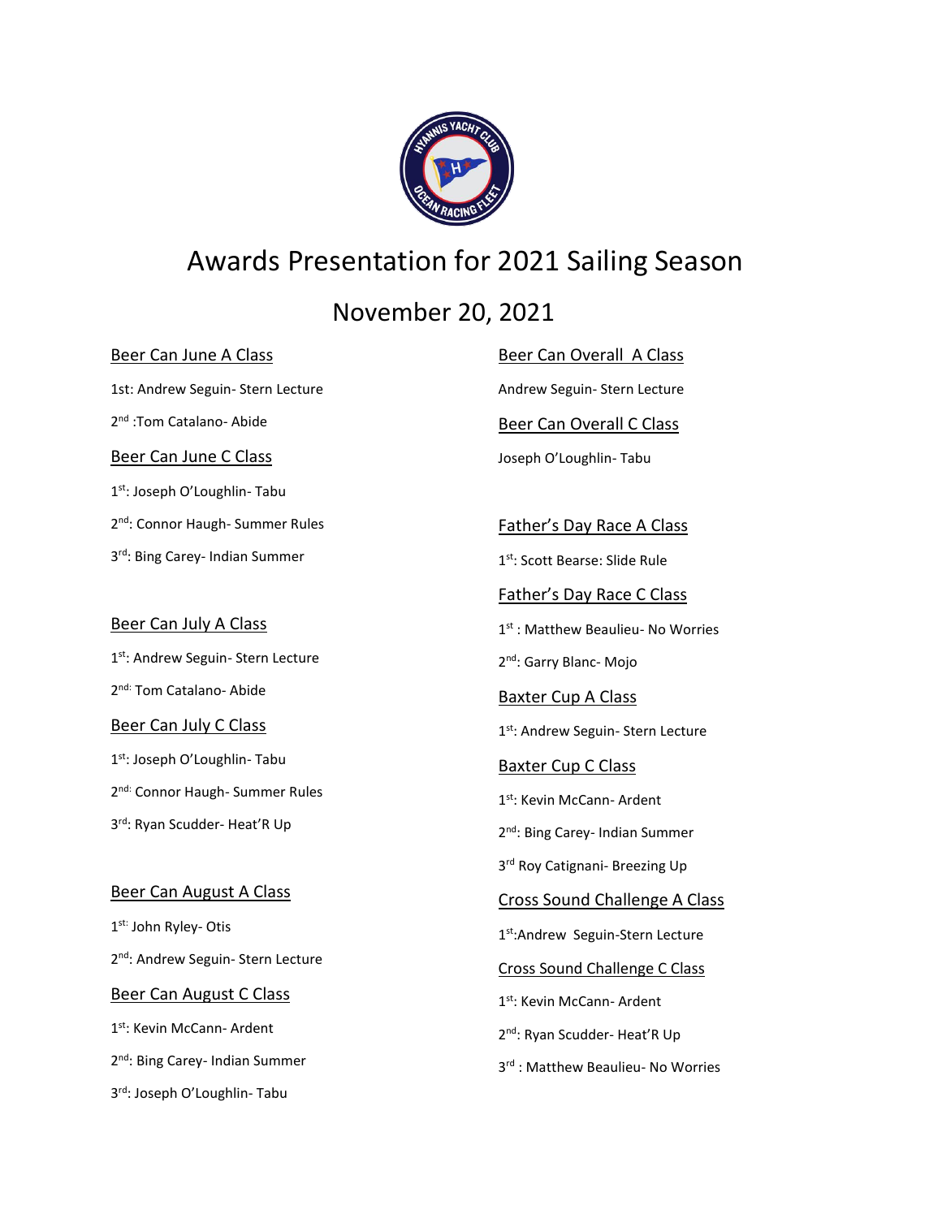# Awards Presentation for 2021 Sailing Season

## November 20, 2021

### Beer Can June A Class

1st: Andrew Seguin- Stern Lecture

2nd :Tom Catalano- Abide

### Beer Can June C Class

1st: Joseph O'Loughlin- Tabu

2nd: Connor Haugh- Summer Rules

3rd: Bing Carey- Indian Summer

### Beer Can July A Class

1st: Andrew Seguin- Stern Lecture

2nd: Tom Catalano- Abide

### Beer Can July C Class

1st: Joseph O'Loughlin- Tabu

2nd: Connor Haugh- Summer Rules

3rd: Ryan Scudder- Heat'R Up

### Beer Can August A Class

1st: John Ryley- Otis

2nd: Andrew Seguin- Stern Lecture

### Beer Can August C Class

1st: Kevin McCann- Ardent

2nd: Bing Carey- Indian Summer

3rd: Joseph O'Loughlin- Tabu

### Beer Can Overall A Class

Andrew Seguin- Stern Lecture

### Beer Can Overall C Class

Joseph O'Loughlin- Tabu

### Father's Day Race A Class

1st: Scott Bearse: Slide Rule

### Father's Day Race C Class

1st : Matthew Beaulieu- No Worries

2nd: Garry Blanc- Mojo

### Baxter Cup A Class

1st: Andrew Seguin- Stern Lecture

### Baxter Cup C Class

1st: Kevin McCann- Ardent

2nd: Bing Carey- Indian Summer

3rd Roy Catignani- Breezing Up

### Cross Sound Challenge A Class

1st:Andrew Seguin-Stern Lecture

### Cross Sound Challenge C Class

1st: Kevin McCann- Ardent

2nd: Ryan Scudder- Heat'R Up

3rd : Matthew Beaulieu- No Worries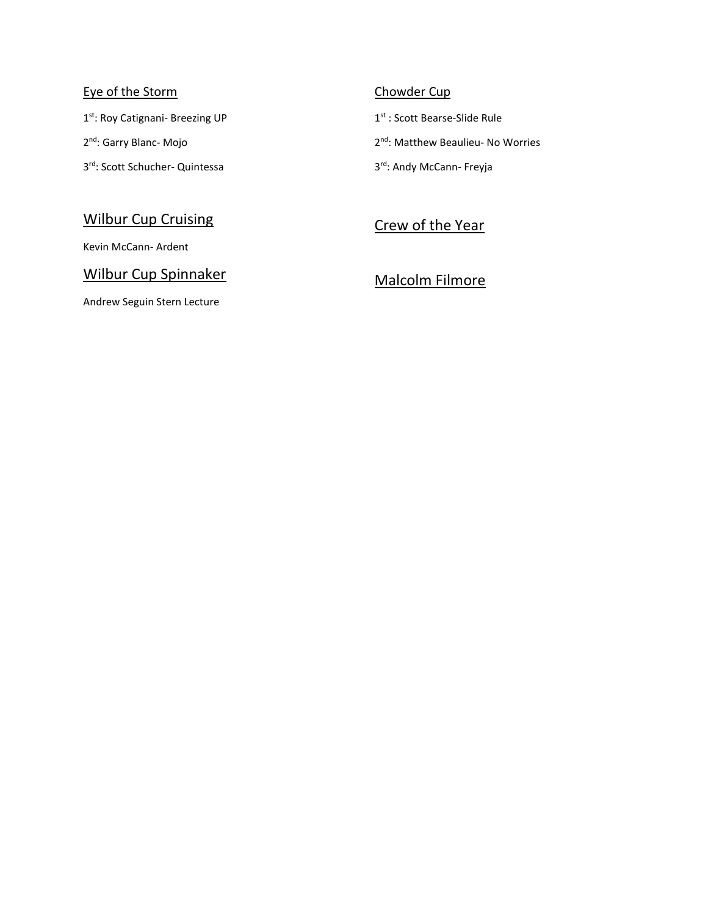## Eye of the Storm

1st: Roy Catignani- Breezing UP

2nd: Garry Blanc- Mojo

3rd: Scott Schucher- Quintessa

## Wilbur Cup Cruising

Kevin McCann- Ardent

## Wilbur Cup Spinnaker

Andrew Seguin Stern Lecture

## Chowder Cup

1st : Scott Bearse-Slide Rule

2nd: Matthew Beaulieu- No Worries

3rd: Andy McCann- Freyja

## Crew of the Year

## Malcolm Filmore